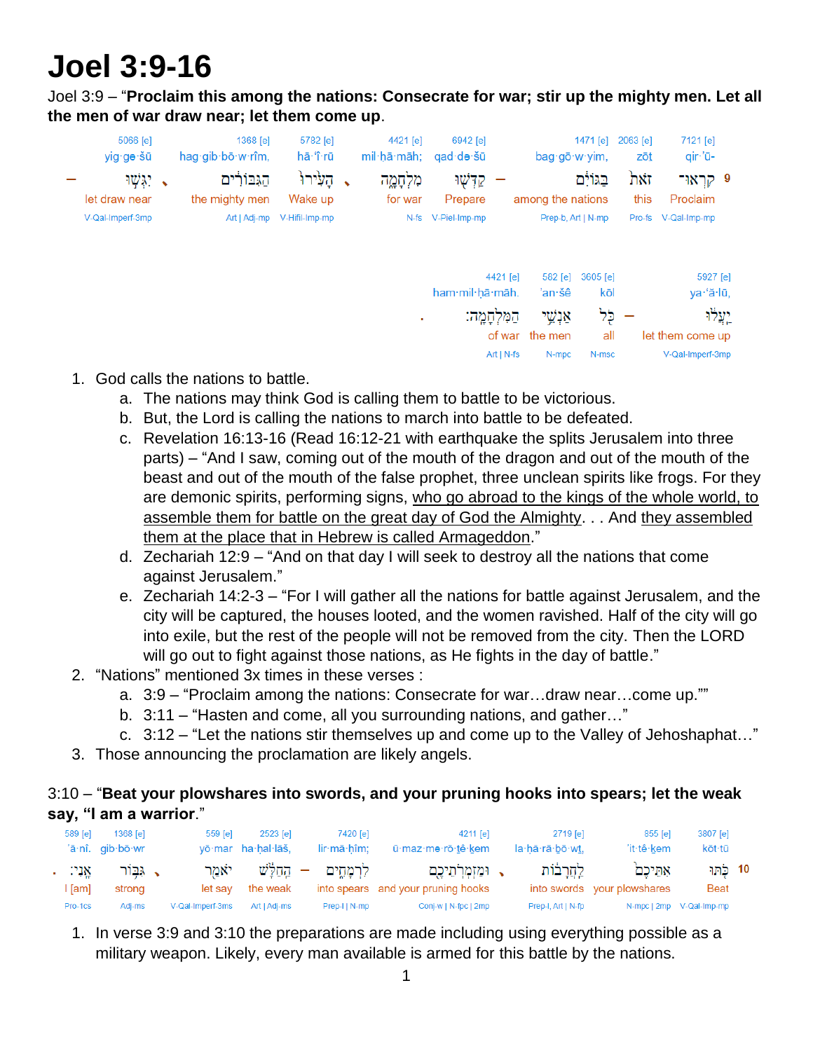# Joel 3:9-16

Joel 3:9 – "**Proclaim this among the nations: Consecrate for war; stir up the mighty men. Let all the men of war draw near; let them come up**.

| – | 5066 [e] | | 1368 [e] | 5782 [e] | | 4421 [e] | 6942 [e] | – | 1471 [e] | 2063 [e] | 7121 [e] | |
|---|---|---|---|---|---|---|---|---|---|---|---|---|
| | yig·ge·šū | | hag·gib·bō·w·rîm, | hā·'î·rū | | mil·ḥā·māh; | qad·də·šū | | bag·gō·w·yim, | zōṯ | qir·'ū- | |
| – | יִגְּשׁוּ | ׀ | הַגִּבּוֹרִ֔ים | הָעִ֙ירוּ֙ | ׀ | מִלְחָמָ֔ה | קַדְּשׁ֖וּ | – | בַגּוֹיִ֔ם | זֹאת֙ | קִרְאוּ־ | 9 |
| | let draw near | | the mighty men | Wake up | | for war | Prepare | | among the nations | this | Proclaim | |
| | V-Qal-Imperf-3mp | | Art \| Adj-mp | V-Hifil-Imp-mp | | N-fs | V-Piel-Imp-mp | | Prep-b, Art \| N-mp | Pro-fs | V-Qal-Imp-mp | |

| . | 4421 [e] | 582 [e] | 3605 [e] | – | 5927 [e] |
|---|---|---|---|---|---|
| | ham·mil·ḥā·māh. | 'an·šê | kōl | | ya·'ă·lū, |
| . | הַמִּלְחָמָֽה׃ | אַנְשֵׁ֥י | כֹּ֖ל | – | יַעֲל֔וּ |
| | of war | the men | all | | let them come up |
| | Art \| N-fs | N-mpc | N-msc | | V-Qal-Imperf-3mp |

1. God calls the nations to battle.
    a. The nations may think God is calling them to battle to be victorious.
    b. But, the Lord is calling the nations to march into battle to be defeated.
    c. Revelation 16:13-16 (Read 16:12-21 with earthquake the splits Jerusalem into three parts) – "And I saw, coming out of the mouth of the dragon and out of the mouth of the beast and out of the mouth of the false prophet, three unclean spirits like frogs. For they are demonic spirits, performing signs, <u>who go abroad to the kings of the whole world, to assemble them for battle on the great day of God the Almighty</u>. . . And <u>they assembled them at the place that in Hebrew is called Armageddon</u>."
    d. Zechariah 12:9 – "And on that day I will seek to destroy all the nations that come against Jerusalem."
    e. Zechariah 14:2-3 – "For I will gather all the nations for battle against Jerusalem, and the city will be captured, the houses looted, and the women ravished. Half of the city will go into exile, but the rest of the people will not be removed from the city. Then the LORD will go out to fight against those nations, as He fights in the day of battle."
2. "Nations" mentioned 3x times in these verses :
    a. 3:9 – "Proclaim among the nations: Consecrate for war…draw near…come up.""
    b. 3:11 – "Hasten and come, all you surrounding nations, and gather…"
    c. 3:12 – "Let the nations stir themselves up and come up to the Valley of Jehoshaphat…"
3. Those announcing the proclamation are likely angels.

3:10 – "**Beat your plowshares into swords, and your pruning hooks into spears; let the weak say, "I am a warrior**."

| . | 589 [e] | 1368 [e] | | 559 [e] | 2523 [e] | – | 7420 [e] | 4211 [e] | | 2719 [e] | 855 [e] | 3807 [e] | |
|---|---|---|---|---|---|---|---|---|---|---|---|---|---|
| | 'ā·nî. | gib·bō·wr | | yō·mar | ha·ḥal·lāš, | | lir·mā·ḥîm; | ū·maz·me·rō·ṯê·ḵem | | la·ḥă·rā·ḇō·wṯ, | 'it·tê·ḵem | kōt·tū | |
| . | אָֽנִי׃ | גִּבּ֥וֹר | ׀ | יֹאמַ֖ר | הַחַלָּ֕שׁ | – | לִרְמָחִ֑ים | וּמַזְמְרֹתֵיכֶ֖ם | ׀ | לַחֲרָב֔וֹת | אִתֵּיכֶם֙ | כֹּ֤תּוּ | 10 |
| | I [am] | strong | | let say | the weak | | into spears | and your pruning hooks | | into swords | your plowshares | Beat | |
| | Pro-1cs | Adj-ms | | V-Qal-Imperf-3ms | Art \| Adj-ms | | Prep-l \| N-mp | Conj-w \| N-fpc \| 2mp | | Prep-l, Art \| N-fp | N-mpc \| 2mp | V-Qal-Imp-mp | |

1. In verse 3:9 and 3:10 the preparations are made including using everything possible as a military weapon. Likely, every man available is armed for this battle by the nations.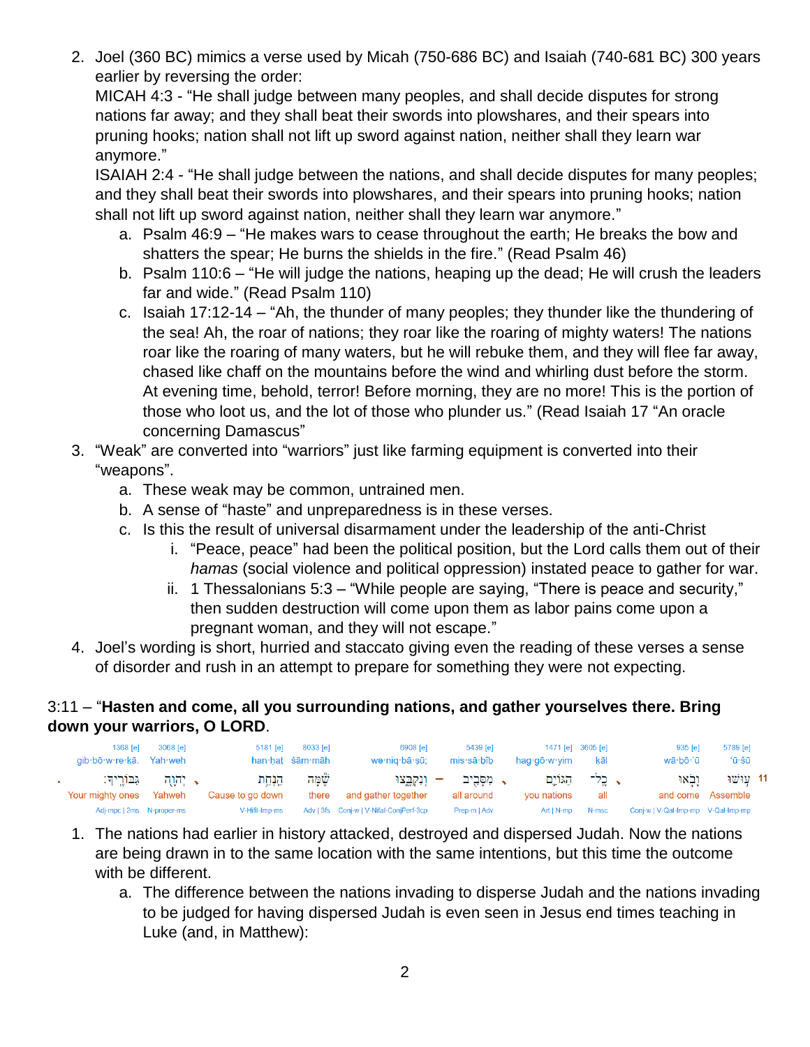2. Joel (360 BC) mimics a verse used by Micah (750-686 BC) and Isaiah (740-681 BC) 300 years earlier by reversing the order:
   MICAH 4:3 - "He shall judge between many peoples, and shall decide disputes for strong nations far away; and they shall beat their swords into plowshares, and their spears into pruning hooks; nation shall not lift up sword against nation, neither shall they learn war anymore."
   ISAIAH 2:4 - "He shall judge between the nations, and shall decide disputes for many peoples; and they shall beat their swords into plowshares, and their spears into pruning hooks; nation shall not lift up sword against nation, neither shall they learn war anymore."
   a. Psalm 46:9 – "He makes wars to cease throughout the earth; He breaks the bow and shatters the spear; He burns the shields in the fire." (Read Psalm 46)
   b. Psalm 110:6 – "He will judge the nations, heaping up the dead; He will crush the leaders far and wide." (Read Psalm 110)
   c. Isaiah 17:12-14 – "Ah, the thunder of many peoples; they thunder like the thundering of the sea! Ah, the roar of nations; they roar like the roaring of mighty waters! The nations roar like the roaring of many waters, but he will rebuke them, and they will flee far away, chased like chaff on the mountains before the wind and whirling dust before the storm. At evening time, behold, terror! Before morning, they are no more! This is the portion of those who loot us, and the lot of those who plunder us." (Read Isaiah 17 "An oracle concerning Damascus"
3. "Weak" are converted into "warriors" just like farming equipment is converted into their "weapons".
   a. These weak may be common, untrained men.
   b. A sense of "haste" and unpreparedness is in these verses.
   c. Is this the result of universal disarmament under the leadership of the anti-Christ
      i. "Peace, peace" had been the political position, but the Lord calls them out of their *hamas* (social violence and political oppression) instated peace to gather for war.
      ii. 1 Thessalonians 5:3 – "While people are saying, "There is peace and security," then sudden destruction will come upon them as labor pains come upon a pregnant woman, and they will not escape."
4. Joel's wording is short, hurried and staccato giving even the reading of these verses a sense of disorder and rush in an attempt to prepare for something they were not expecting.

3:11 – "**Hasten and come, all you surrounding nations, and gather yourselves there. Bring down your warriors, O LORD**.

| 1368 [e] | 3068 [e] | 5181 [e] | 8033 [e] | 6908 [e] | 5439 [e] | 1471 [e] | 3605 [e] | 935 [e] | 5789 [e] |
|---|---|---|---|---|---|---|---|---|---|
| gib·bō·w·re·ḵā. | Yah·weh | han·ḥat | šām·māh | we·niq·bā·ṣū; | mis·sā·bîb | hag·gō·w·yim | kāl | wā·bō·'ū | 'ū·šū |
| גִּבּוֹרֶֽיךָ׃ | יְהוָ֖ה | הַנְחַ֥ת | שָׁ֛מָּה | וְנִקְבָּ֑צוּ | מִסָּבִ֖יב | הַגּוֹיִ֛ם | כָל־ | וָבֹ֧אוּ | עוּשׁ֨וּ |
| Your mighty ones | Yahweh | Cause to go down | there | and gather together | all around | you nations | all | and come | Assemble |
| Adj-mpc \| 2ms | N-proper-ms | V-Hifil-Imp-ms | Adv \| 3fs | Conj-w \| V-Nifal-ConjPerf-3cp | Prep-m \| Adv | Art \| N-mp | N-msc | Conj-w \| V-Qal-Imp-mp | V-Qal-Imp-mp |

1. The nations had earlier in history attacked, destroyed and dispersed Judah. Now the nations are being drawn in to the same location with the same intentions, but this time the outcome with be different.
   a. The difference between the nations invading to disperse Judah and the nations invading to be judged for having dispersed Judah is even seen in Jesus end times teaching in Luke (and, in Matthew):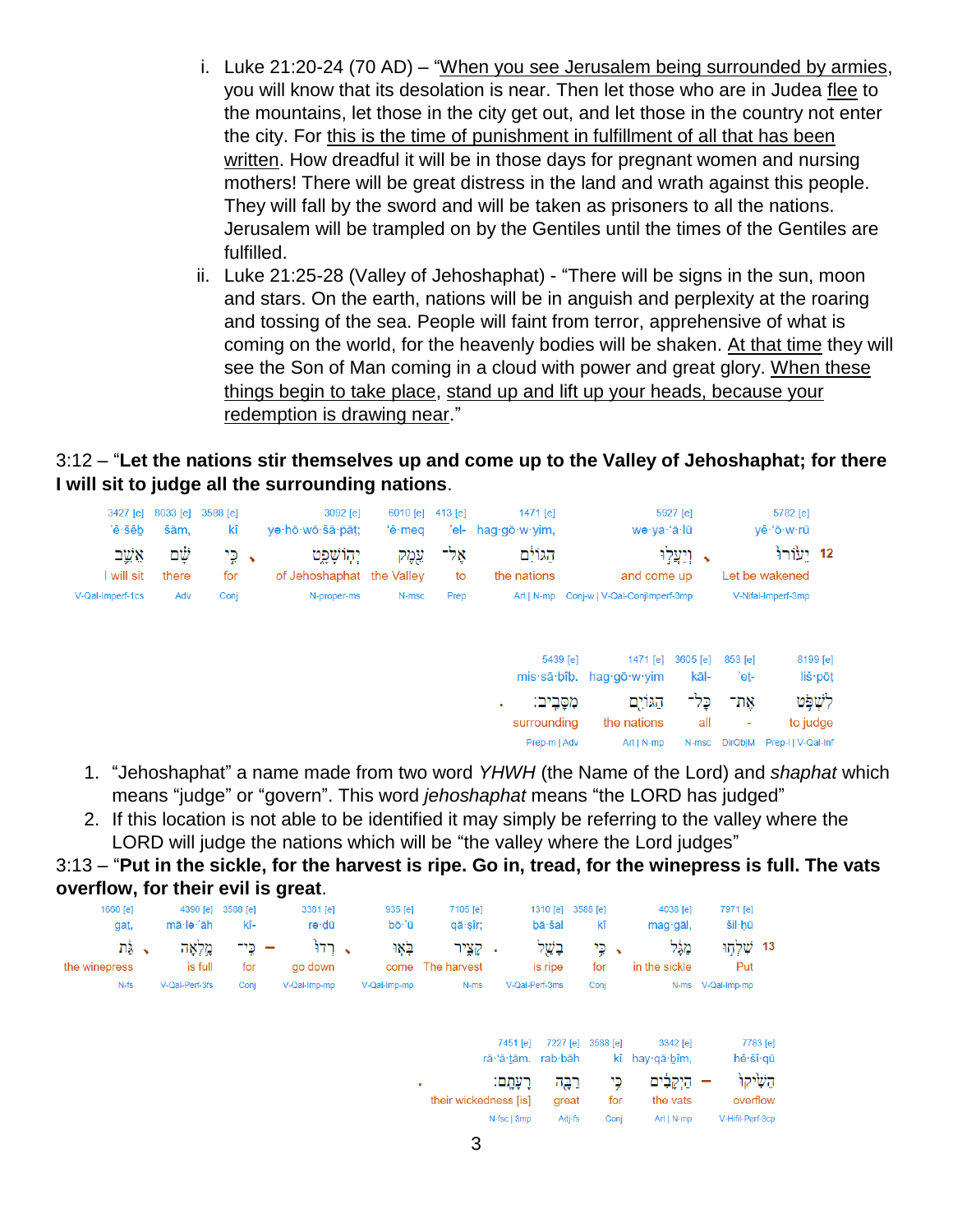i. Luke 21:20-24 (70 AD) – "When you see Jerusalem being surrounded by armies, you will know that its desolation is near. Then let those who are in Judea flee to the mountains, let those in the city get out, and let those in the country not enter the city. For this is the time of punishment in fulfillment of all that has been written. How dreadful it will be in those days for pregnant women and nursing mothers! There will be great distress in the land and wrath against this people. They will fall by the sword and will be taken as prisoners to all the nations. Jerusalem will be trampled on by the Gentiles until the times of the Gentiles are fulfilled.

ii. Luke 21:25-28 (Valley of Jehoshaphat) - "There will be signs in the sun, moon and stars. On the earth, nations will be in anguish and perplexity at the roaring and tossing of the sea. People will faint from terror, apprehensive of what is coming on the world, for the heavenly bodies will be shaken. At that time they will see the Son of Man coming in a cloud with power and great glory. When these things begin to take place, stand up and lift up your heads, because your redemption is drawing near."

3:12 – "**Let the nations stir themselves up and come up to the Valley of Jehoshaphat; for there I will sit to judge all the surrounding nations**.

| 12 | | | | | | | | | | | | | |
|---|---|---|---|---|---|---|---|---|---|---|---|---|---|
| 5782 [e] | 5927 [e] | 1471 [e] | 413 [e] | 6010 [e] | 3092 [e] | 3588 [e] | 8033 [e] | 3427 [e] | 8199 [e] | 853 [e] | 3605 [e] | 1471 [e] | 5439 [e] |
| yê·‘ō·w·rū | we·ya·‘ā·lū | hag·gō·w·yim, | ’el- | ‘ê·meq | yə·hō·wō·šā·p̄āṭ; | kî | šām, | ’ê·šêḇ | liš·pōṭ | ’eṯ- | kāl- | hag·gō·w·yim | mis·sā·ḇîḇ. |
| יֵע֗וֹרוּ | וְיַֽעֲלוּ֙ | הַגּוֹיִ֔ם | אֶל־ | עֵ֖מֶק | יְהֽוֹשָׁפָ֑ט | כִּ֣י | שָׁ֗ם | אֵשֵׁב֙ | לִשְׁפֹּ֥ט | אֶת־ | כָּל־ | הַגּוֹיִ֖ם | מִסָּבִֽיב׃ |
| Let be wakened | and come up | the nations | to | the Valley | of Jehoshaphat | for | there | I will sit | to judge | - | all | the nations | surrounding |
| V-Nifal-Imperf-3mp | Conj-w \| V-Qal-ConjImperf-3mp | Art \| N-mp | Prep | N-msc | N-proper-ms | Conj | Adv | V-Qal-Imperf-1cs | Prep-l \| V-Qal-Inf | DirObjM | N-msc | Art \| N-mp | Prep-m \| Adv |

1. "Jehoshaphat" a name made from two word *YHWH* (the Name of the Lord) and *shaphat* which means "judge" or "govern". This word *jehoshaphat* means "the LORD has judged"
2. If this location is not able to be identified it may simply be referring to the valley where the LORD will judge the nations which will be "the valley where the Lord judges"

3:13 – "**Put in the sickle, for the harvest is ripe. Go in, tread, for the winepress is full. The vats overflow, for their evil is great**.

| 13 | | | | | | | | | | | | | | |
|---|---|---|---|---|---|---|---|---|---|---|---|---|---|---|
| 7971 [e] | 4038 [e] | 3588 [e] | 1310 [e] | 7105 [e] | 935 [e] | 3381 [e] | 3588 [e] | 4390 [e] | 1660 [e] | 7783 [e] | 3342 [e] | 3588 [e] | 7227 [e] | 7451 [e] |
| šil·ḥū | mag·gāl, | kî | bā·šal | qā·ṣîr; | bō·’ū | rə·dū | kî- | mā·lə·’āh | gat, | hê·šî·qū | hay·qā·ḇîm, | kî | rab·bāh | rā·‘ā·ṯām. |
| שִׁלְח֣וּ | מַגָּ֔ל | כִּ֥י | בָשַׁ֖ל | קָצִ֑יר | בֹּ֤אוּ | רְדוּ֙ | כִּֽי־ | מָ֣לְאָה | גַּ֔ת | הֵשִׁ֙יקוּ֙ | הַיְקָבִ֔ים | כִּ֥י | רַבָּ֖ה | רָעָתָֽם׃ |
| Put | in the sickle | for | is ripe | The harvest | come | go down | for | is full | the winepress | overflow | the vats | for | great | their wickedness [is] |
| V-Qal-Imp-mp | N-ms | Conj | V-Qal-Perf-3ms | N-ms | V-Qal-Imp-mp | V-Qal-Imp-mp | Conj | V-Qal-Perf-3fs | N-fs | V-Hifil-Perf-3cp | Art \| N-mp | Conj | Adj-fs | N-fsc \| 3mp |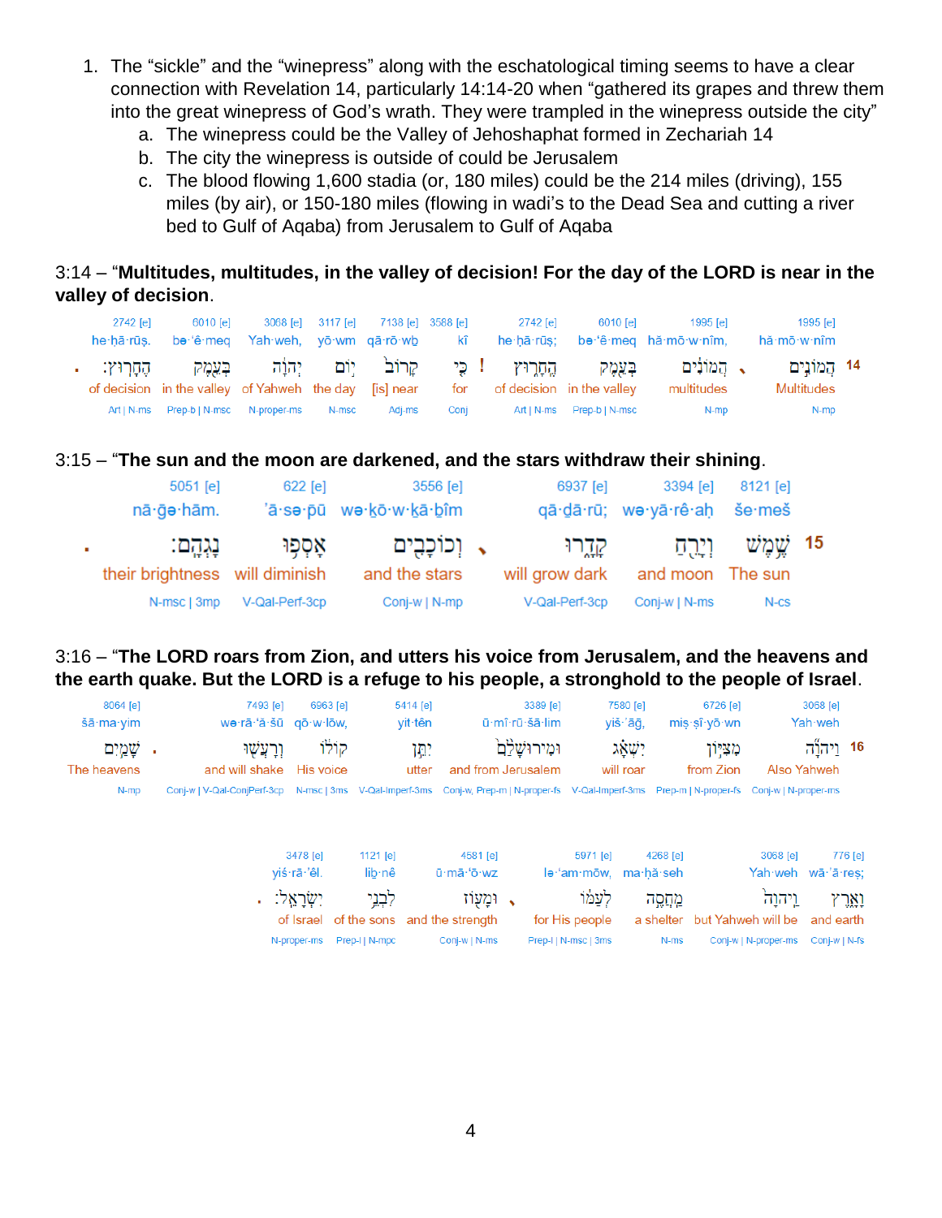1. The “sickle” and the “winepress” along with the eschatological timing seems to have a clear connection with Revelation 14, particularly 14:14-20 when “gathered its grapes and threw them into the great winepress of God’s wrath. They were trampled in the winepress outside the city”
   a. The winepress could be the Valley of Jehoshaphat formed in Zechariah 14
   b. The city the winepress is outside of could be Jerusalem
   c. The blood flowing 1,600 stadia (or, 180 miles) could be the 214 miles (driving), 155 miles (by air), or 150-180 miles (flowing in wadi’s to the Dead Sea and cutting a river bed to Gulf of Aqaba) from Jerusalem to Gulf of Aqaba

3:14 – “**Multitudes, multitudes, in the valley of decision! For the day of the LORD is near in the valley of decision**.

| | | | | | | | | | | |
|---|---|---|---|---|---|---|---|---|---|---|
| 2742 [e] | 6010 [e] | 3068 [e] | 3117 [e] | 7138 [e] | 3588 [e] | 2742 [e] | 6010 [e] | 1995 [e] | 1995 [e] | |
| he·ḥā·rūṣ. | bə·‘ê·meq | Yah·weh, | yō·wm | qā·rō·wḇ | kî | he·ḥā·rūṣ; | bə·‘ê·meq | hă·mō·w·nîm, | hă·mō·w·nîm | |
| . הֶחָרֽוּץ׃ | בְּעֵ֣מֶק | יְהוָ֔ה | י֣וֹם | קָרוֹב֙ | כִּ֤י ! | הֶחָר֑וּץ | בְּעֵ֣מֶק | הֲמוֹנִ֔ים ، | הֲמוֹנִ֣ים | 14 |
| of decision | in the valley | of Yahweh | the day | [is] near | for | of decision | in the valley | multitudes | Multitudes | |
| Art \| N-ms | Prep-b \| N-msc | N-proper-ms | N-msc | Adj-ms | Conj | Art \| N-ms | Prep-b \| N-msc | N-mp | N-mp | |

3:15 – “**The sun and the moon are darkened, and the stars withdraw their shining**.

| | | | | | | |
|---|---|---|---|---|---|---|
| 5051 [e] | 622 [e] | 3556 [e] | 6937 [e] | 3394 [e] | 8121 [e] | |
| nā·ḡə·hām. | ’ā·sə·pū | wə·ḵō·w·ḵā·ḇîm | qā·ḏā·rū; | wə·yā·rê·aḥ | še·meš | |
| . נָגְהָֽם׃ | אָסְפ֥וּ | וְכוֹכָבִ֖ים ، | קָדָ֑רוּ | וְיָרֵ֖חַ | שֶׁ֥מֶשׁ | 15 |
| their brightness | will diminish | and the stars | will grow dark | and moon | The sun | |
| N-msc \| 3mp | V-Qal-Perf-3cp | Conj-w \| N-mp | V-Qal-Perf-3cp | Conj-w \| N-ms | N-cs | |

3:16 – “**The LORD roars from Zion, and utters his voice from Jerusalem, and the heavens and the earth quake. But the LORD is a refuge to his people, a stronghold to the people of Israel**.

| | | | | | | | | |
|---|---|---|---|---|---|---|---|---|
| 8064 [e] | 7493 [e] | 6963 [e] | 5414 [e] | 3389 [e] | 7580 [e] | 6726 [e] | 3068 [e] | |
| šā·ma·yim | wə·rā·‘ă·šū | qō·w·lōw, | yit·tên | ū·mî·rū·šā·lim | yiš·’āḡ, | miṣ·ṣî·yō·wn | Yah·weh | |
| שָׁמַ֣יִם . | וְרָעֲשׁ֖וּ | קוֹל֔וֹ | יִתֵּ֣ן | וּמִירוּשָׁלִַ֙ם֙ | יִשְׁאָ֗ג | מִצִּיּ֣וֹן | וַיהוָ֞ה | 16 |
| The heavens | and will shake | His voice | utter | and from Jerusalem | will roar | from Zion | Also Yahweh | |
| N-mp | Conj-w \| V-Qal-ConjPerf-3cp | N-msc \| 3ms | V-Qal-Imperf-3ms | Conj-w, Prep-m \| N-proper-fs | V-Qal-Imperf-3ms | Prep-m \| N-proper-fs | Conj-w \| N-proper-ms | |

| | | | | | | |
|---|---|---|---|---|---|---|
| 3478 [e] | 1121 [e] | 4581 [e] | 5971 [e] | 4268 [e] | 3068 [e] | 776 [e] |
| yiś·rā·’êl. | liḇ·nê | ū·mā·‘ō·wz | lə·‘am·mōw, | ma·ḥă·seh | Yah·weh | wā·’ā·reṣ; |
| . יִשְׂרָאֵֽל׃ | לִבְנֵ֥י | וּמָע֖וֹז ، | לְעַמּ֔וֹ | מַחֲסֶ֣ה | וַֽיהוָה֙ | וָאָ֑רֶץ |
| of Israel | of the sons | and the strength | for His people | a shelter | but Yahweh will be | and earth |
| N-proper-ms | Prep-l \| N-mpc | Conj-w \| N-ms | Prep-l \| N-msc \| 3ms | N-ms | Conj-w \| N-proper-ms | Conj-w \| N-fs |